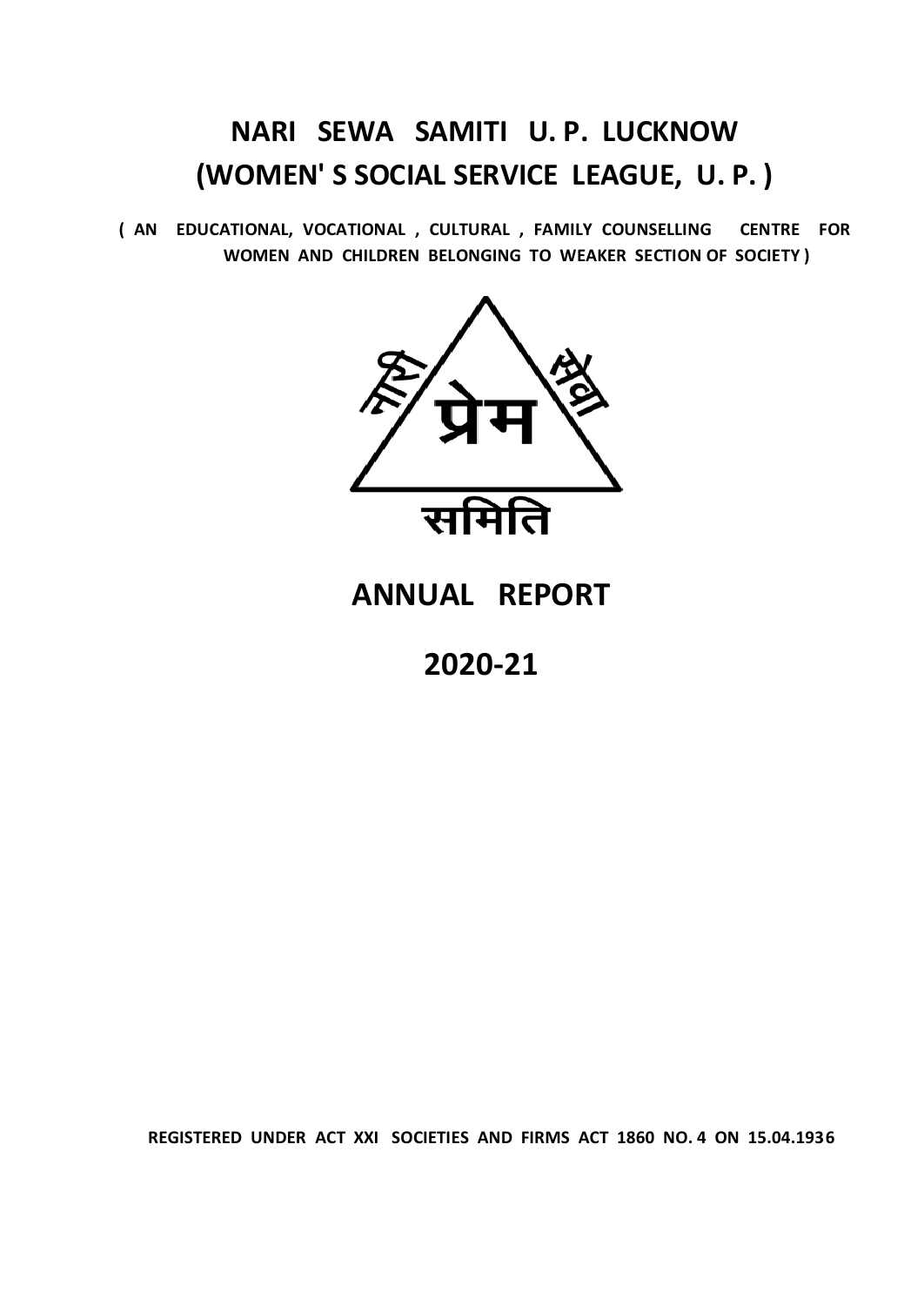# NARI SEWA SAMITI U. P. LUCKNOW
# (WOMEN' S SOCIAL SERVICE LEAGUE, U. P. )

**( AN EDUCATIONAL, VOCATIONAL , CULTURAL , FAMILY COUNSELLING CENTRE FOR WOMEN AND CHILDREN BELONGING TO WEAKER SECTION OF SOCIETY )**

नारी प्रेम सेवा

समिति

# ANNUAL REPORT

# 2020-21

**REGISTERED UNDER ACT XXI SOCIETIES AND FIRMS ACT 1860 NO. 4 ON 15.04.1936**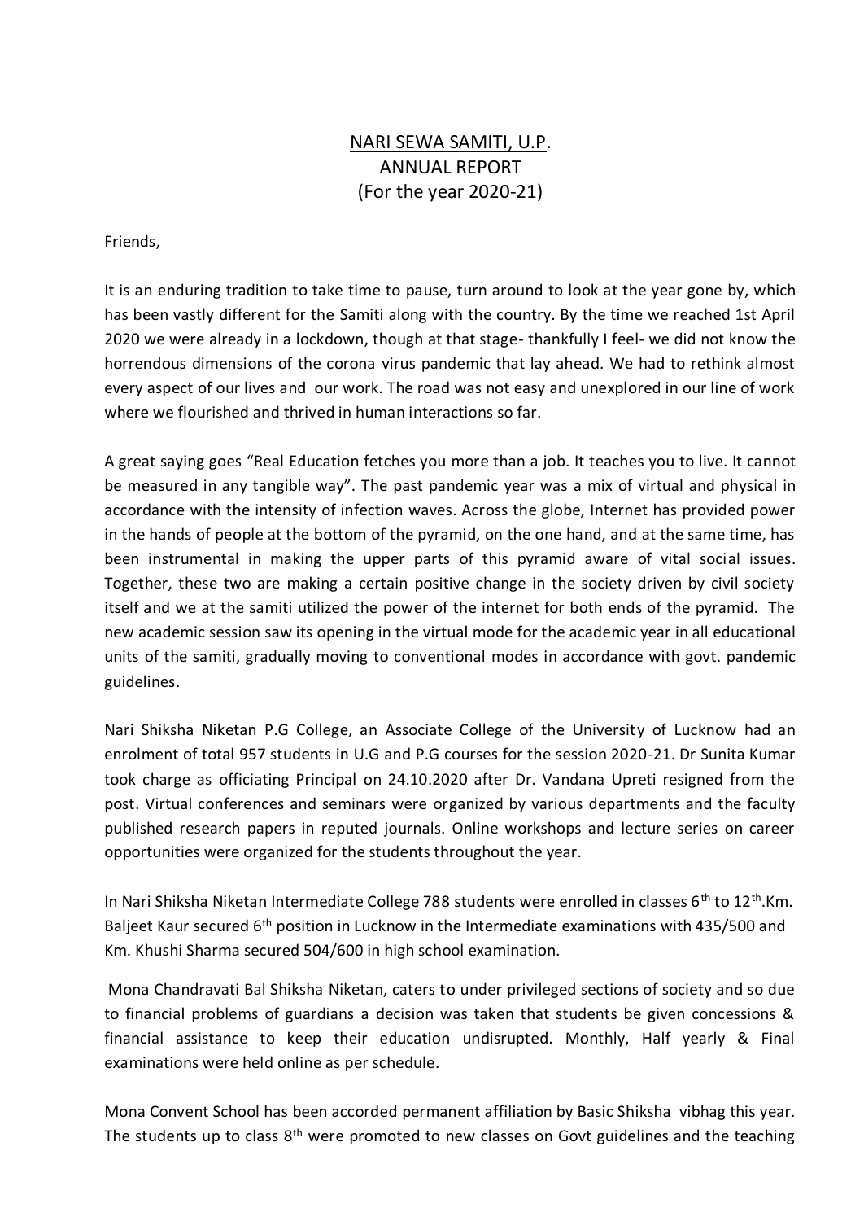# NARI SEWA SAMITI, U.P.

## ANNUAL REPORT

## (For the year 2020-21)

Friends,

It is an enduring tradition to take time to pause, turn around to look at the year gone by, which has been vastly different for the Samiti along with the country. By the time we reached 1st April 2020 we were already in a lockdown, though at that stage- thankfully I feel- we did not know the horrendous dimensions of the corona virus pandemic that lay ahead. We had to rethink almost every aspect of our lives and our work. The road was not easy and unexplored in our line of work where we flourished and thrived in human interactions so far.

A great saying goes "Real Education fetches you more than a job. It teaches you to live. It cannot be measured in any tangible way". The past pandemic year was a mix of virtual and physical in accordance with the intensity of infection waves. Across the globe, Internet has provided power in the hands of people at the bottom of the pyramid, on the one hand, and at the same time, has been instrumental in making the upper parts of this pyramid aware of vital social issues. Together, these two are making a certain positive change in the society driven by civil society itself and we at the samiti utilized the power of the internet for both ends of the pyramid. The new academic session saw its opening in the virtual mode for the academic year in all educational units of the samiti, gradually moving to conventional modes in accordance with govt. pandemic guidelines.

Nari Shiksha Niketan P.G College, an Associate College of the University of Lucknow had an enrolment of total 957 students in U.G and P.G courses for the session 2020-21. Dr Sunita Kumar took charge as officiating Principal on 24.10.2020 after Dr. Vandana Upreti resigned from the post. Virtual conferences and seminars were organized by various departments and the faculty published research papers in reputed journals. Online workshops and lecture series on career opportunities were organized for the students throughout the year.

In Nari Shiksha Niketan Intermediate College 788 students were enrolled in classes 6th to 12th.Km. Baljeet Kaur secured 6th position in Lucknow in the Intermediate examinations with 435/500 and Km. Khushi Sharma secured 504/600 in high school examination.

Mona Chandravati Bal Shiksha Niketan, caters to under privileged sections of society and so due to financial problems of guardians a decision was taken that students be given concessions & financial assistance to keep their education undisrupted. Monthly, Half yearly & Final examinations were held online as per schedule.

Mona Convent School has been accorded permanent affiliation by Basic Shiksha vibhag this year. The students up to class 8th were promoted to new classes on Govt guidelines and the teaching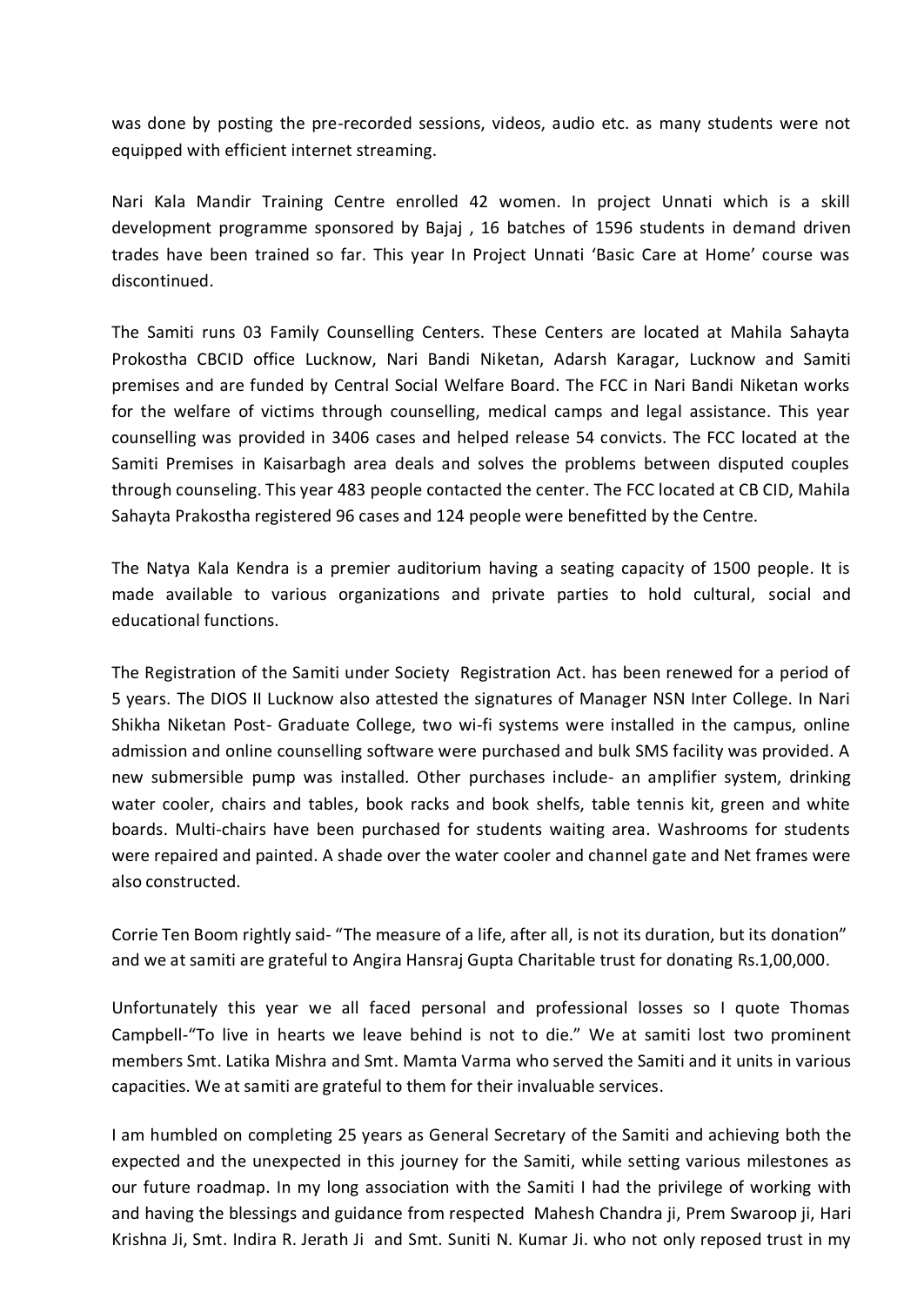was done by posting the pre-recorded sessions, videos, audio etc. as many students were not equipped with efficient internet streaming.

Nari Kala Mandir Training Centre enrolled 42 women. In project Unnati which is a skill development programme sponsored by Bajaj , 16 batches of 1596 students in demand driven trades have been trained so far. This year In Project Unnati 'Basic Care at Home' course was discontinued.

The Samiti runs 03 Family Counselling Centers. These Centers are located at Mahila Sahayta Prokostha CBCID office Lucknow, Nari Bandi Niketan, Adarsh Karagar, Lucknow and Samiti premises and are funded by Central Social Welfare Board. The FCC in Nari Bandi Niketan works for the welfare of victims through counselling, medical camps and legal assistance. This year counselling was provided in 3406 cases and helped release 54 convicts. The FCC located at the Samiti Premises in Kaisarbagh area deals and solves the problems between disputed couples through counseling. This year 483 people contacted the center. The FCC located at CB CID, Mahila Sahayta Prakostha registered 96 cases and 124 people were benefitted by the Centre.

The Natya Kala Kendra is a premier auditorium having a seating capacity of 1500 people. It is made available to various organizations and private parties to hold cultural, social and educational functions.

The Registration of the Samiti under Society Registration Act. has been renewed for a period of 5 years. The DIOS II Lucknow also attested the signatures of Manager NSN Inter College. In Nari Shikha Niketan Post- Graduate College, two wi-fi systems were installed in the campus, online admission and online counselling software were purchased and bulk SMS facility was provided. A new submersible pump was installed. Other purchases include- an amplifier system, drinking water cooler, chairs and tables, book racks and book shelfs, table tennis kit, green and white boards. Multi-chairs have been purchased for students waiting area. Washrooms for students were repaired and painted. A shade over the water cooler and channel gate and Net frames were also constructed.

Corrie Ten Boom rightly said- "The measure of a life, after all, is not its duration, but its donation" and we at samiti are grateful to Angira Hansraj Gupta Charitable trust for donating Rs.1,00,000.

Unfortunately this year we all faced personal and professional losses so I quote Thomas Campbell-"To live in hearts we leave behind is not to die." We at samiti lost two prominent members Smt. Latika Mishra and Smt. Mamta Varma who served the Samiti and it units in various capacities. We at samiti are grateful to them for their invaluable services.

I am humbled on completing 25 years as General Secretary of the Samiti and achieving both the expected and the unexpected in this journey for the Samiti, while setting various milestones as our future roadmap. In my long association with the Samiti I had the privilege of working with and having the blessings and guidance from respected Mahesh Chandra ji, Prem Swaroop ji, Hari Krishna Ji, Smt. Indira R. Jerath Ji and Smt. Suniti N. Kumar Ji. who not only reposed trust in my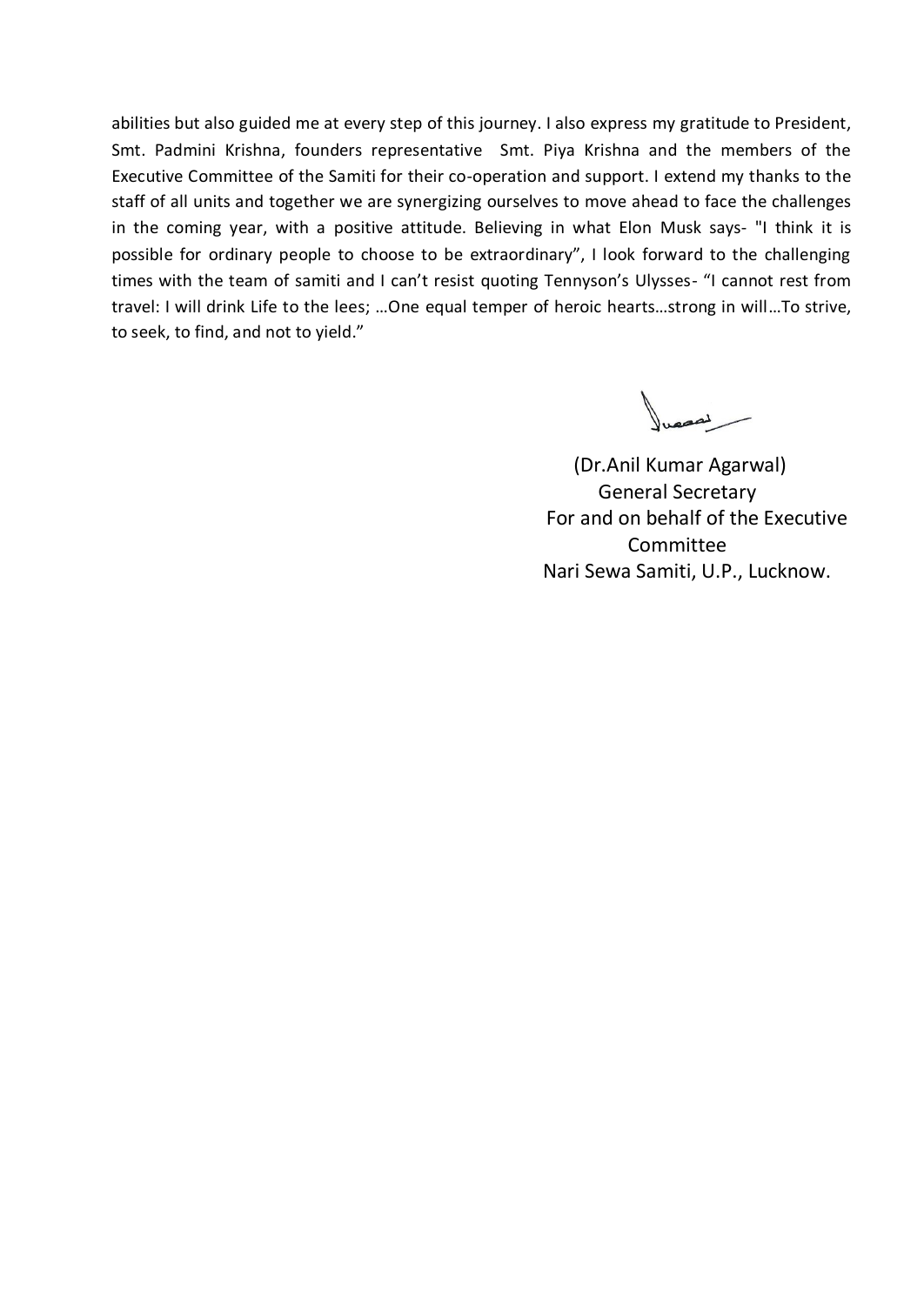abilities but also guided me at every step of this journey. I also express my gratitude to President, Smt. Padmini Krishna, founders representative Smt. Piya Krishna and the members of the Executive Committee of the Samiti for their co-operation and support. I extend my thanks to the staff of all units and together we are synergizing ourselves to move ahead to face the challenges in the coming year, with a positive attitude. Believing in what Elon Musk says- "I think it is possible for ordinary people to choose to be extraordinary", I look forward to the challenging times with the team of samiti and I can't resist quoting Tennyson's Ulysses- "I cannot rest from travel: I will drink Life to the lees; …One equal temper of heroic hearts…strong in will…To strive, to seek, to find, and not to yield."

(Dr.Anil Kumar Agarwal)
General Secretary
For and on behalf of the Executive Committee
Nari Sewa Samiti, U.P., Lucknow.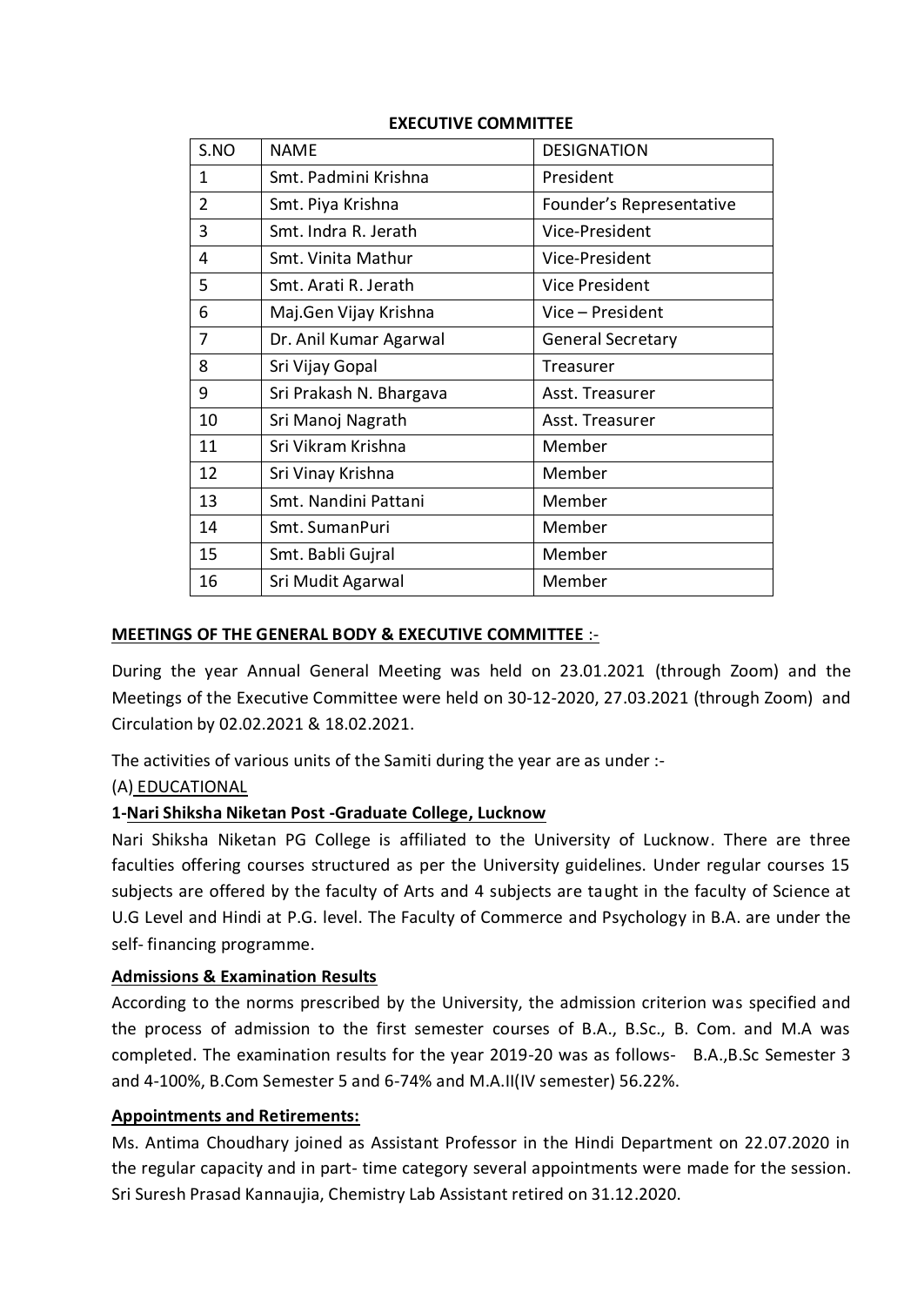**EXECUTIVE COMMITTEE**

| S.NO | NAME | DESIGNATION |
|---|---|---|
| 1 | Smt. Padmini Krishna | President |
| 2 | Smt. Piya Krishna | Founder's Representative |
| 3 | Smt. Indra R. Jerath | Vice-President |
| 4 | Smt. Vinita Mathur | Vice-President |
| 5 | Smt. Arati R. Jerath | Vice President |
| 6 | Maj.Gen Vijay Krishna | Vice – President |
| 7 | Dr. Anil Kumar Agarwal | General Secretary |
| 8 | Sri Vijay Gopal | Treasurer |
| 9 | Sri Prakash N. Bhargava | Asst. Treasurer |
| 10 | Sri Manoj Nagrath | Asst. Treasurer |
| 11 | Sri Vikram Krishna | Member |
| 12 | Sri Vinay Krishna | Member |
| 13 | Smt. Nandini Pattani | Member |
| 14 | Smt. SumanPuri | Member |
| 15 | Smt. Babli Gujral | Member |
| 16 | Sri Mudit Agarwal | Member |

**MEETINGS OF THE GENERAL BODY & EXECUTIVE COMMITTEE** :-

During the year Annual General Meeting was held on 23.01.2021 (through Zoom) and the Meetings of the Executive Committee were held on 30-12-2020, 27.03.2021 (through Zoom) and Circulation by 02.02.2021 & 18.02.2021.

The activities of various units of the Samiti during the year are as under :-

(A) EDUCATIONAL

**1-Nari Shiksha Niketan Post -Graduate College, Lucknow**

Nari Shiksha Niketan PG College is affiliated to the University of Lucknow. There are three faculties offering courses structured as per the University guidelines. Under regular courses 15 subjects are offered by the faculty of Arts and 4 subjects are taught in the faculty of Science at U.G Level and Hindi at P.G. level. The Faculty of Commerce and Psychology in B.A. are under the self- financing programme.

**Admissions & Examination Results**

According to the norms prescribed by the University, the admission criterion was specified and the process of admission to the first semester courses of B.A., B.Sc., B. Com. and M.A was completed. The examination results for the year 2019-20 was as follows- B.A.,B.Sc Semester 3 and 4-100%, B.Com Semester 5 and 6-74% and M.A.II(IV semester) 56.22%.

**Appointments and Retirements:**

Ms. Antima Choudhary joined as Assistant Professor in the Hindi Department on 22.07.2020 in the regular capacity and in part- time category several appointments were made for the session. Sri Suresh Prasad Kannaujia, Chemistry Lab Assistant retired on 31.12.2020.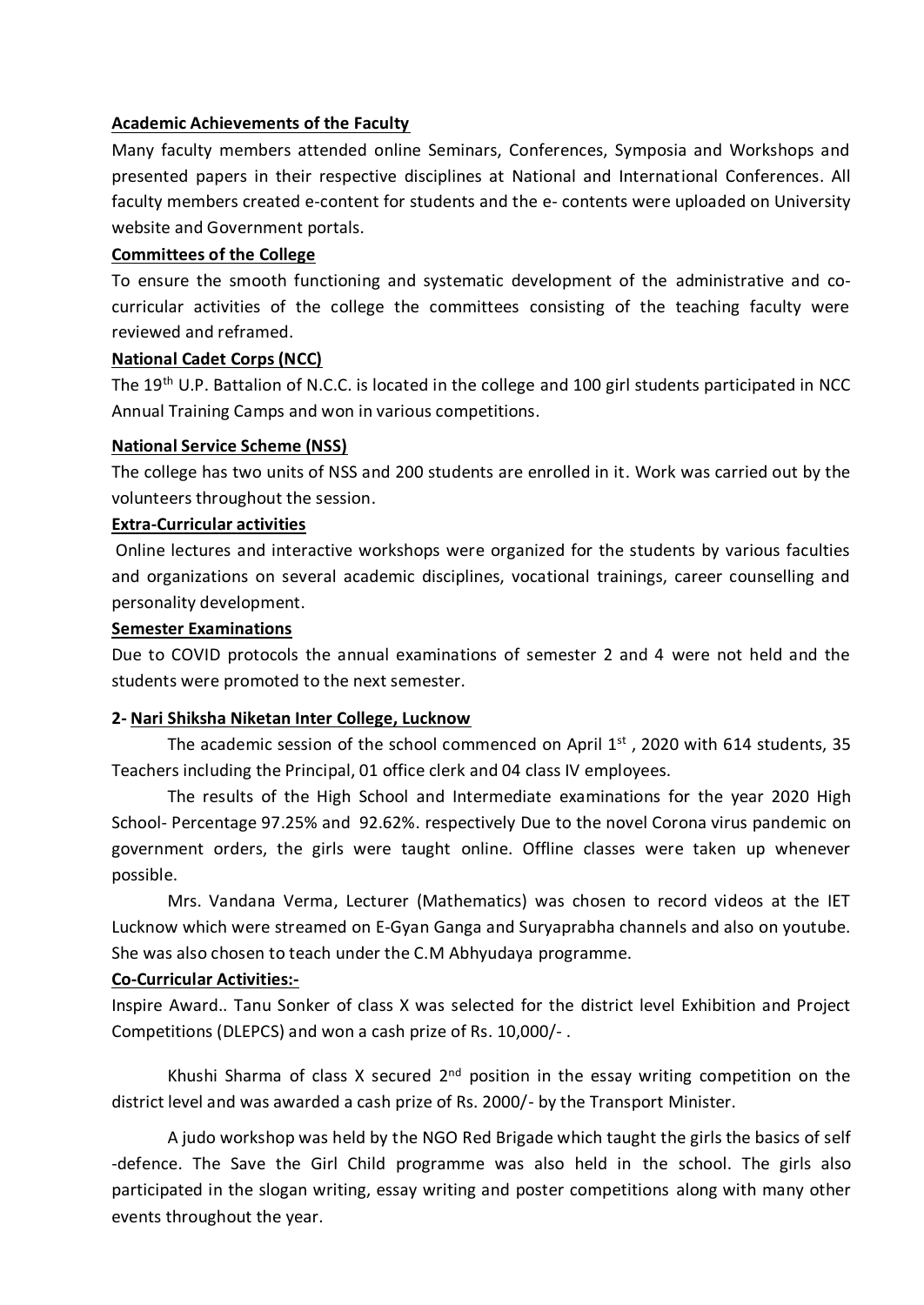**Academic Achievements of the Faculty**

Many faculty members attended online Seminars, Conferences, Symposia and Workshops and presented papers in their respective disciplines at National and International Conferences. All faculty members created e-content for students and the e- contents were uploaded on University website and Government portals.

**Committees of the College**

To ensure the smooth functioning and systematic development of the administrative and co-curricular activities of the college the committees consisting of the teaching faculty were reviewed and reframed.

**National Cadet Corps (NCC)**

The 19th U.P. Battalion of N.C.C. is located in the college and 100 girl students participated in NCC Annual Training Camps and won in various competitions.

**National Service Scheme (NSS)**

The college has two units of NSS and 200 students are enrolled in it. Work was carried out by the volunteers throughout the session.

**Extra-Curricular activities**

Online lectures and interactive workshops were organized for the students by various faculties and organizations on several academic disciplines, vocational trainings, career counselling and personality development.

**Semester Examinations**

Due to COVID protocols the annual examinations of semester 2 and 4 were not held and the students were promoted to the next semester.

**2- Nari Shiksha Niketan Inter College, Lucknow**

The academic session of the school commenced on April 1st , 2020 with 614 students, 35 Teachers including the Principal, 01 office clerk and 04 class IV employees.

The results of the High School and Intermediate examinations for the year 2020 High School- Percentage 97.25% and 92.62%. respectively Due to the novel Corona virus pandemic on government orders, the girls were taught online. Offline classes were taken up whenever possible.

Mrs. Vandana Verma, Lecturer (Mathematics) was chosen to record videos at the IET Lucknow which were streamed on E-Gyan Ganga and Suryaprabha channels and also on youtube. She was also chosen to teach under the C.M Abhyudaya programme.

**Co-Curricular Activities:-**

Inspire Award.. Tanu Sonker of class X was selected for the district level Exhibition and Project Competitions (DLEPCS) and won a cash prize of Rs. 10,000/- .

Khushi Sharma of class X secured 2nd position in the essay writing competition on the district level and was awarded a cash prize of Rs. 2000/- by the Transport Minister.

A judo workshop was held by the NGO Red Brigade which taught the girls the basics of self -defence. The Save the Girl Child programme was also held in the school. The girls also participated in the slogan writing, essay writing and poster competitions along with many other events throughout the year.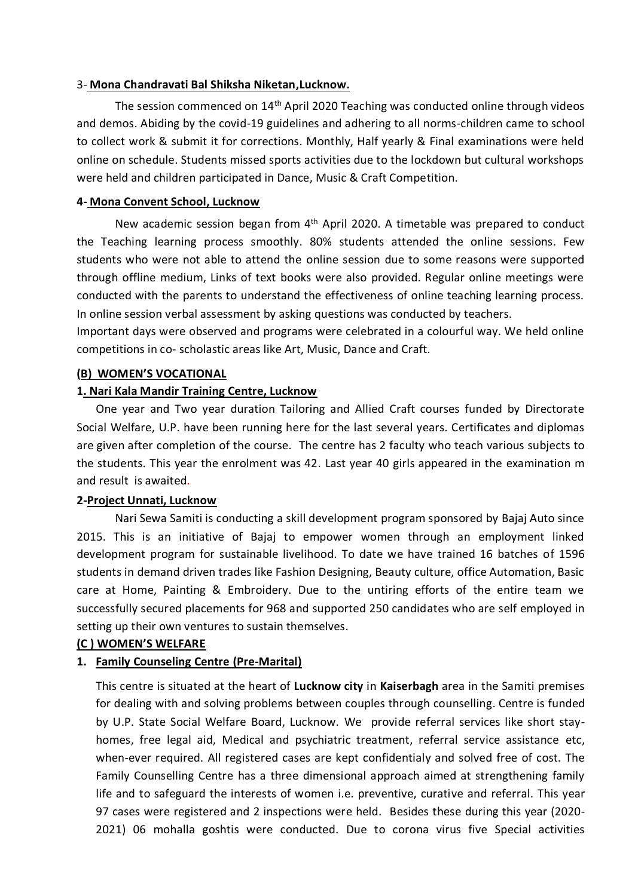3- **Mona Chandravati Bal Shiksha Niketan,Lucknow.**

The session commenced on 14th April 2020 Teaching was conducted online through videos and demos. Abiding by the covid-19 guidelines and adhering to all norms-children came to school to collect work & submit it for corrections. Monthly, Half yearly & Final examinations were held online on schedule. Students missed sports activities due to the lockdown but cultural workshops were held and children participated in Dance, Music & Craft Competition.

**4- Mona Convent School, Lucknow**

New academic session began from 4th April 2020. A timetable was prepared to conduct the Teaching learning process smoothly. 80% students attended the online sessions. Few students who were not able to attend the online session due to some reasons were supported through offline medium, Links of text books were also provided. Regular online meetings were conducted with the parents to understand the effectiveness of online teaching learning process. In online session verbal assessment by asking questions was conducted by teachers.
Important days were observed and programs were celebrated in a colourful way. We held online competitions in co- scholastic areas like Art, Music, Dance and Craft.

**(B) WOMEN'S VOCATIONAL**

**1. Nari Kala Mandir Training Centre, Lucknow**

One year and Two year duration Tailoring and Allied Craft courses funded by Directorate Social Welfare, U.P. have been running here for the last several years. Certificates and diplomas are given after completion of the course. The centre has 2 faculty who teach various subjects to the students. This year the enrolment was 42. Last year 40 girls appeared in the examination m and result is awaited.

**2-Project Unnati, Lucknow**

Nari Sewa Samiti is conducting a skill development program sponsored by Bajaj Auto since 2015. This is an initiative of Bajaj to empower women through an employment linked development program for sustainable livelihood. To date we have trained 16 batches of 1596 students in demand driven trades like Fashion Designing, Beauty culture, office Automation, Basic care at Home, Painting & Embroidery. Due to the untiring efforts of the entire team we successfully secured placements for 968 and supported 250 candidates who are self employed in setting up their own ventures to sustain themselves.

**(C ) WOMEN'S WELFARE**

1. **Family Counseling Centre (Pre-Marital)**

   This centre is situated at the heart of **Lucknow city** in **Kaiserbagh** area in the Samiti premises for dealing with and solving problems between couples through counselling. Centre is funded by U.P. State Social Welfare Board, Lucknow. We provide referral services like short stay-homes, free legal aid, Medical and psychiatric treatment, referral service assistance etc, when-ever required. All registered cases are kept confidentialy and solved free of cost. The Family Counselling Centre has a three dimensional approach aimed at strengthening family life and to safeguard the interests of women i.e. preventive, curative and referral. This year 97 cases were registered and 2 inspections were held. Besides these during this year (2020-2021) 06 mohalla goshtis were conducted. Due to corona virus five Special activities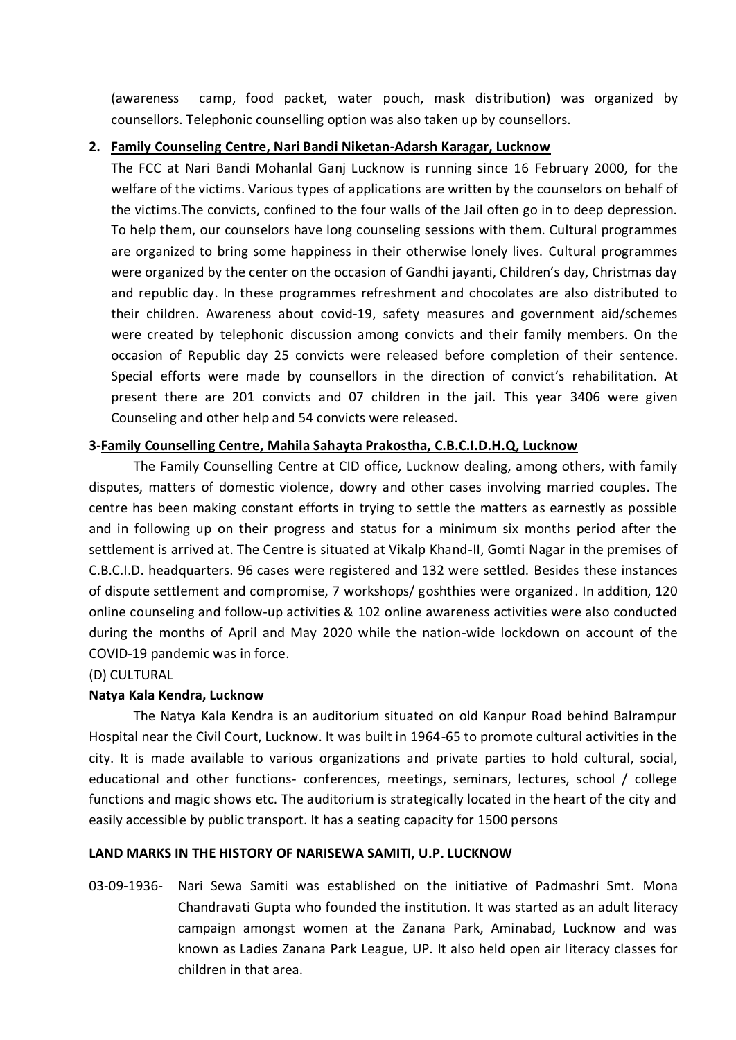(awareness camp, food packet, water pouch, mask distribution) was organized by counsellors. Telephonic counselling option was also taken up by counsellors.

**2. <u>Family Counseling Centre, Nari Bandi Niketan-Adarsh Karagar, Lucknow</u>**

The FCC at Nari Bandi Mohanlal Ganj Lucknow is running since 16 February 2000, for the welfare of the victims. Various types of applications are written by the counselors on behalf of the victims.The convicts, confined to the four walls of the Jail often go in to deep depression. To help them, our counselors have long counseling sessions with them. Cultural programmes are organized to bring some happiness in their otherwise lonely lives. Cultural programmes were organized by the center on the occasion of Gandhi jayanti, Children's day, Christmas day and republic day. In these programmes refreshment and chocolates are also distributed to their children. Awareness about covid-19, safety measures and government aid/schemes were created by telephonic discussion among convicts and their family members. On the occasion of Republic day 25 convicts were released before completion of their sentence. Special efforts were made by counsellors in the direction of convict's rehabilitation. At present there are 201 convicts and 07 children in the jail. This year 3406 were given Counseling and other help and 54 convicts were released.

**3-<u>Family Counselling Centre, Mahila Sahayta Prakostha, C.B.C.I.D.H.Q, Lucknow</u>**

The Family Counselling Centre at CID office, Lucknow dealing, among others, with family disputes, matters of domestic violence, dowry and other cases involving married couples. The centre has been making constant efforts in trying to settle the matters as earnestly as possible and in following up on their progress and status for a minimum six months period after the settlement is arrived at. The Centre is situated at Vikalp Khand-II, Gomti Nagar in the premises of C.B.C.I.D. headquarters. 96 cases were registered and 132 were settled. Besides these instances of dispute settlement and compromise, 7 workshops/ goshthies were organized. In addition, 120 online counseling and follow-up activities & 102 online awareness activities were also conducted during the months of April and May 2020 while the nation-wide lockdown on account of the COVID-19 pandemic was in force.

<u>(D) CULTURAL</u>

**<u>Natya Kala Kendra, Lucknow</u>**

The Natya Kala Kendra is an auditorium situated on old Kanpur Road behind Balrampur Hospital near the Civil Court, Lucknow. It was built in 1964-65 to promote cultural activities in the city. It is made available to various organizations and private parties to hold cultural, social, educational and other functions- conferences, meetings, seminars, lectures, school / college functions and magic shows etc. The auditorium is strategically located in the heart of the city and easily accessible by public transport. It has a seating capacity for 1500 persons

**<u>LAND MARKS IN THE HISTORY OF NARISEWA SAMITI, U.P. LUCKNOW</u>**

03-09-1936- Nari Sewa Samiti was established on the initiative of Padmashri Smt. Mona Chandravati Gupta who founded the institution. It was started as an adult literacy campaign amongst women at the Zanana Park, Aminabad, Lucknow and was known as Ladies Zanana Park League, UP. It also held open air literacy classes for children in that area.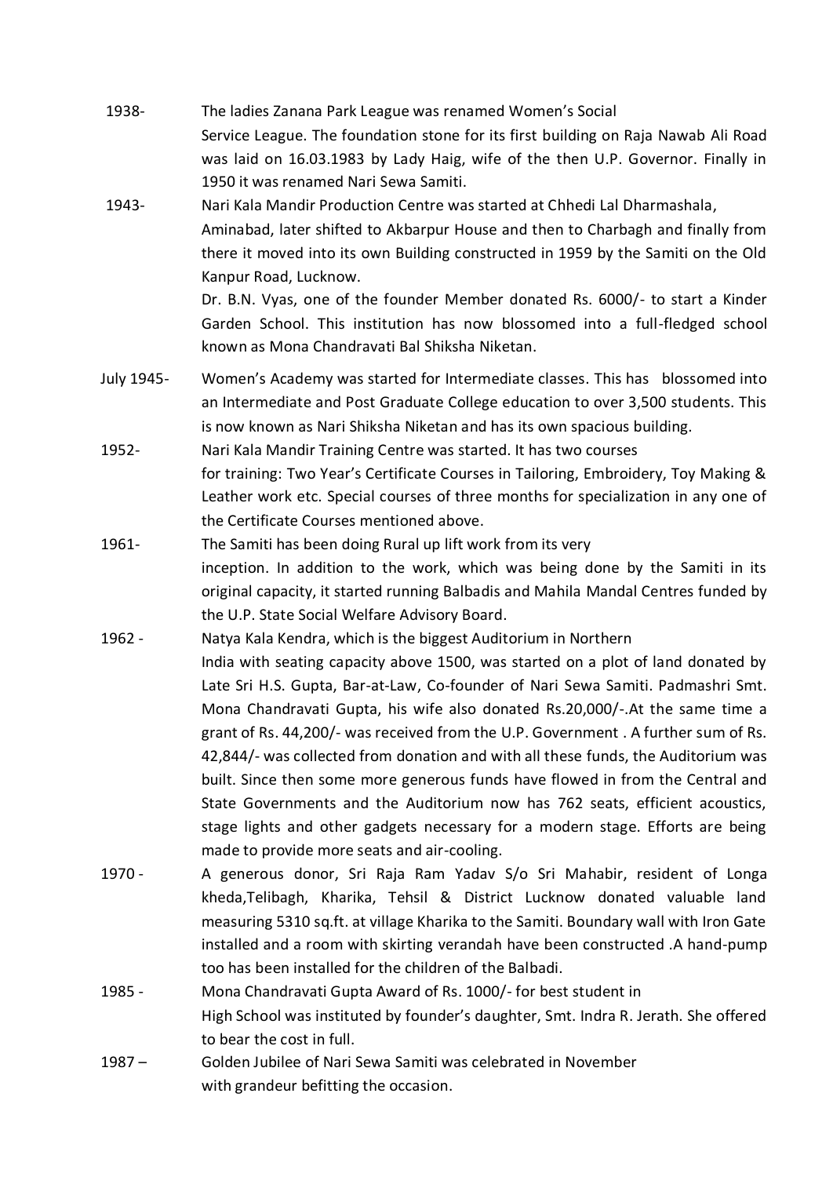1938- The ladies Zanana Park League was renamed Women's Social Service League. The foundation stone for its first building on Raja Nawab Ali Road was laid on 16.03.1983 by Lady Haig, wife of the then U.P. Governor. Finally in 1950 it was renamed Nari Sewa Samiti.

1943- Nari Kala Mandir Production Centre was started at Chhedi Lal Dharmashala, Aminabad, later shifted to Akbarpur House and then to Charbagh and finally from there it moved into its own Building constructed in 1959 by the Samiti on the Old Kanpur Road, Lucknow.

Dr. B.N. Vyas, one of the founder Member donated Rs. 6000/- to start a Kinder Garden School. This institution has now blossomed into a full-fledged school known as Mona Chandravati Bal Shiksha Niketan.

July 1945- Women's Academy was started for Intermediate classes. This has blossomed into an Intermediate and Post Graduate College education to over 3,500 students. This is now known as Nari Shiksha Niketan and has its own spacious building.

1952- Nari Kala Mandir Training Centre was started. It has two courses for training: Two Year's Certificate Courses in Tailoring, Embroidery, Toy Making & Leather work etc. Special courses of three months for specialization in any one of the Certificate Courses mentioned above.

1961- The Samiti has been doing Rural up lift work from its very inception. In addition to the work, which was being done by the Samiti in its original capacity, it started running Balbadis and Mahila Mandal Centres funded by the U.P. State Social Welfare Advisory Board.

1962 - Natya Kala Kendra, which is the biggest Auditorium in Northern India with seating capacity above 1500, was started on a plot of land donated by Late Sri H.S. Gupta, Bar-at-Law, Co-founder of Nari Sewa Samiti. Padmashri Smt. Mona Chandravati Gupta, his wife also donated Rs.20,000/-.At the same time a grant of Rs. 44,200/- was received from the U.P. Government . A further sum of Rs. 42,844/- was collected from donation and with all these funds, the Auditorium was built. Since then some more generous funds have flowed in from the Central and State Governments and the Auditorium now has 762 seats, efficient acoustics, stage lights and other gadgets necessary for a modern stage. Efforts are being made to provide more seats and air-cooling.

1970 - A generous donor, Sri Raja Ram Yadav S/o Sri Mahabir, resident of Longa kheda,Telibagh, Kharika, Tehsil & District Lucknow donated valuable land measuring 5310 sq.ft. at village Kharika to the Samiti. Boundary wall with Iron Gate installed and a room with skirting verandah have been constructed .A hand-pump too has been installed for the children of the Balbadi.

1985 - Mona Chandravati Gupta Award of Rs. 1000/- for best student in High School was instituted by founder's daughter, Smt. Indra R. Jerath. She offered to bear the cost in full.

1987 – Golden Jubilee of Nari Sewa Samiti was celebrated in November with grandeur befitting the occasion.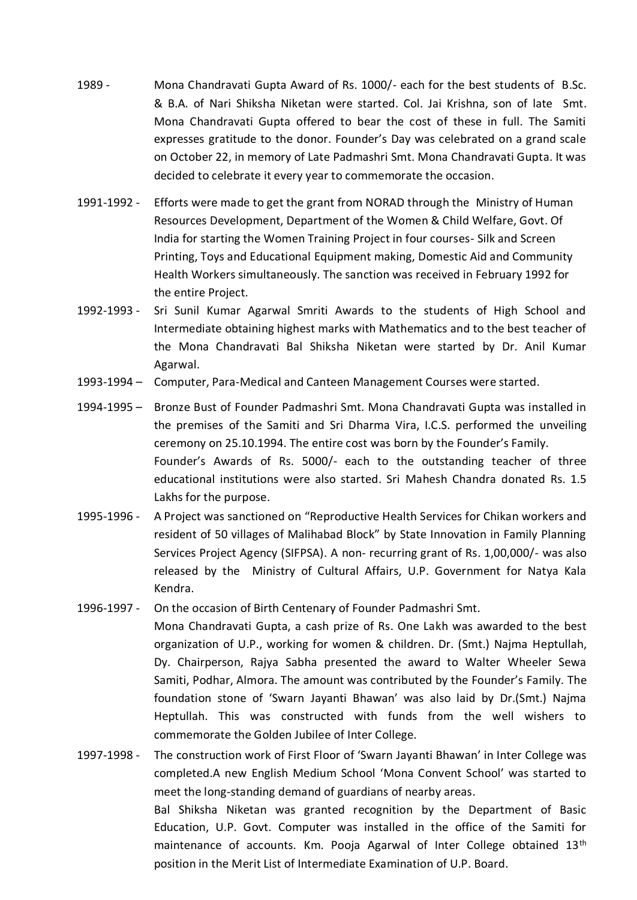1989 - Mona Chandravati Gupta Award of Rs. 1000/- each for the best students of B.Sc. & B.A. of Nari Shiksha Niketan were started. Col. Jai Krishna, son of late Smt. Mona Chandravati Gupta offered to bear the cost of these in full. The Samiti expresses gratitude to the donor. Founder's Day was celebrated on a grand scale on October 22, in memory of Late Padmashri Smt. Mona Chandravati Gupta. It was decided to celebrate it every year to commemorate the occasion.

1991-1992 - Efforts were made to get the grant from NORAD through the Ministry of Human Resources Development, Department of the Women & Child Welfare, Govt. Of India for starting the Women Training Project in four courses- Silk and Screen Printing, Toys and Educational Equipment making, Domestic Aid and Community Health Workers simultaneously. The sanction was received in February 1992 for the entire Project.

1992-1993 - Sri Sunil Kumar Agarwal Smriti Awards to the students of High School and Intermediate obtaining highest marks with Mathematics and to the best teacher of the Mona Chandravati Bal Shiksha Niketan were started by Dr. Anil Kumar Agarwal.

1993-1994 – Computer, Para-Medical and Canteen Management Courses were started.

1994-1995 – Bronze Bust of Founder Padmashri Smt. Mona Chandravati Gupta was installed in the premises of the Samiti and Sri Dharma Vira, I.C.S. performed the unveiling ceremony on 25.10.1994. The entire cost was born by the Founder's Family.
Founder's Awards of Rs. 5000/- each to the outstanding teacher of three educational institutions were also started. Sri Mahesh Chandra donated Rs. 1.5 Lakhs for the purpose.

1995-1996 - A Project was sanctioned on "Reproductive Health Services for Chikan workers and resident of 50 villages of Malihabad Block" by State Innovation in Family Planning Services Project Agency (SIFPSA). A non- recurring grant of Rs. 1,00,000/- was also released by the Ministry of Cultural Affairs, U.P. Government for Natya Kala Kendra.

1996-1997 - On the occasion of Birth Centenary of Founder Padmashri Smt. Mona Chandravati Gupta, a cash prize of Rs. One Lakh was awarded to the best organization of U.P., working for women & children. Dr. (Smt.) Najma Heptullah, Dy. Chairperson, Rajya Sabha presented the award to Walter Wheeler Sewa Samiti, Podhar, Almora. The amount was contributed by the Founder's Family. The foundation stone of 'Swarn Jayanti Bhawan' was also laid by Dr.(Smt.) Najma Heptullah. This was constructed with funds from the well wishers to commemorate the Golden Jubilee of Inter College.

1997-1998 - The construction work of First Floor of 'Swarn Jayanti Bhawan' in Inter College was completed.A new English Medium School 'Mona Convent School' was started to meet the long-standing demand of guardians of nearby areas.
Bal Shiksha Niketan was granted recognition by the Department of Basic Education, U.P. Govt. Computer was installed in the office of the Samiti for maintenance of accounts. Km. Pooja Agarwal of Inter College obtained 13th position in the Merit List of Intermediate Examination of U.P. Board.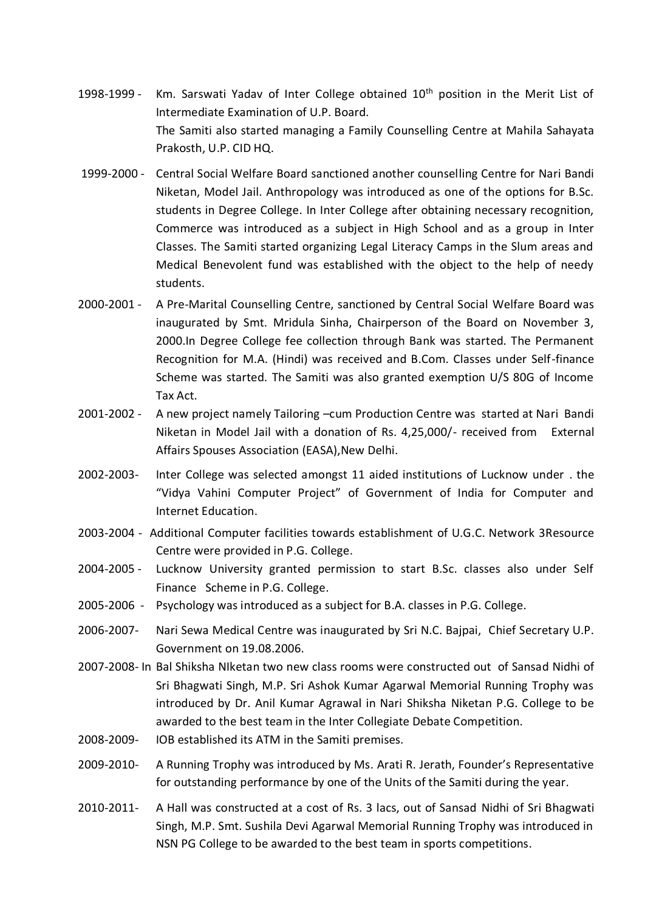1998-1999 - Km. Sarswati Yadav of Inter College obtained 10th position in the Merit List of Intermediate Examination of U.P. Board.
The Samiti also started managing a Family Counselling Centre at Mahila Sahayata Prakosth, U.P. CID HQ.

1999-2000 - Central Social Welfare Board sanctioned another counselling Centre for Nari Bandi Niketan, Model Jail. Anthropology was introduced as one of the options for B.Sc. students in Degree College. In Inter College after obtaining necessary recognition, Commerce was introduced as a subject in High School and as a group in Inter Classes. The Samiti started organizing Legal Literacy Camps in the Slum areas and Medical Benevolent fund was established with the object to the help of needy students.

2000-2001 - A Pre-Marital Counselling Centre, sanctioned by Central Social Welfare Board was inaugurated by Smt. Mridula Sinha, Chairperson of the Board on November 3, 2000.In Degree College fee collection through Bank was started. The Permanent Recognition for M.A. (Hindi) was received and B.Com. Classes under Self-finance Scheme was started. The Samiti was also granted exemption U/S 80G of Income Tax Act.

2001-2002 - A new project namely Tailoring –cum Production Centre was started at Nari Bandi Niketan in Model Jail with a donation of Rs. 4,25,000/- received from External Affairs Spouses Association (EASA),New Delhi.

2002-2003- Inter College was selected amongst 11 aided institutions of Lucknow under . the "Vidya Vahini Computer Project" of Government of India for Computer and Internet Education.

2003-2004 - Additional Computer facilities towards establishment of U.G.C. Network 3Resource Centre were provided in P.G. College.

2004-2005 - Lucknow University granted permission to start B.Sc. classes also under Self Finance Scheme in P.G. College.

2005-2006 - Psychology was introduced as a subject for B.A. classes in P.G. College.

2006-2007- Nari Sewa Medical Centre was inaugurated by Sri N.C. Bajpai, Chief Secretary U.P. Government on 19.08.2006.

2007-2008- In Bal Shiksha NIketan two new class rooms were constructed out of Sansad Nidhi of Sri Bhagwati Singh, M.P. Sri Ashok Kumar Agarwal Memorial Running Trophy was introduced by Dr. Anil Kumar Agrawal in Nari Shiksha Niketan P.G. College to be awarded to the best team in the Inter Collegiate Debate Competition.

2008-2009- IOB established its ATM in the Samiti premises.

2009-2010- A Running Trophy was introduced by Ms. Arati R. Jerath, Founder's Representative for outstanding performance by one of the Units of the Samiti during the year.

2010-2011- A Hall was constructed at a cost of Rs. 3 lacs, out of Sansad Nidhi of Sri Bhagwati Singh, M.P. Smt. Sushila Devi Agarwal Memorial Running Trophy was introduced in NSN PG College to be awarded to the best team in sports competitions.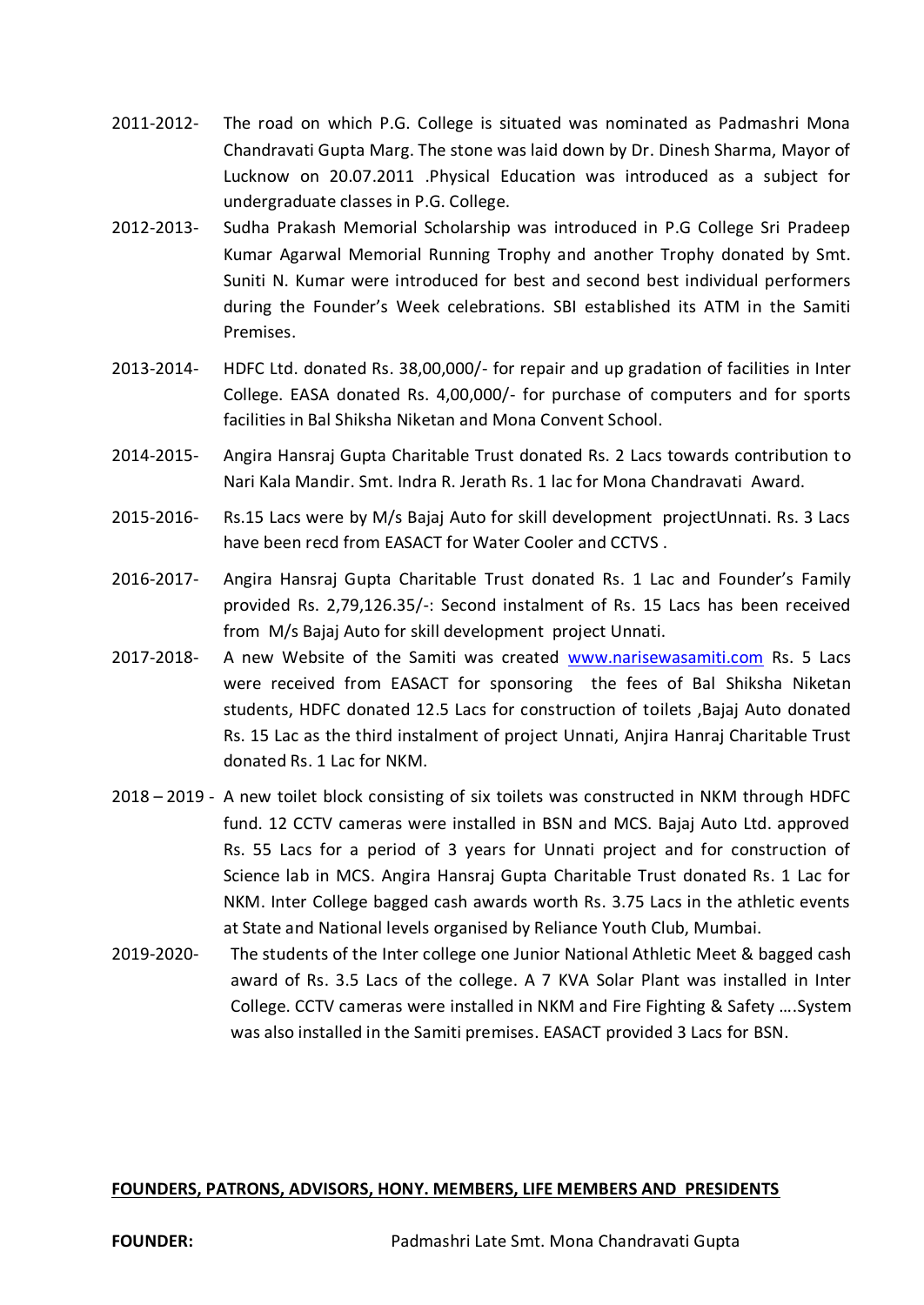2011-2012- The road on which P.G. College is situated was nominated as Padmashri Mona Chandravati Gupta Marg. The stone was laid down by Dr. Dinesh Sharma, Mayor of Lucknow on 20.07.2011 .Physical Education was introduced as a subject for undergraduate classes in P.G. College.

2012-2013- Sudha Prakash Memorial Scholarship was introduced in P.G College Sri Pradeep Kumar Agarwal Memorial Running Trophy and another Trophy donated by Smt. Suniti N. Kumar were introduced for best and second best individual performers during the Founder's Week celebrations. SBI established its ATM in the Samiti Premises.

2013-2014- HDFC Ltd. donated Rs. 38,00,000/- for repair and up gradation of facilities in Inter College. EASA donated Rs. 4,00,000/- for purchase of computers and for sports facilities in Bal Shiksha Niketan and Mona Convent School.

2014-2015- Angira Hansraj Gupta Charitable Trust donated Rs. 2 Lacs towards contribution to Nari Kala Mandir. Smt. Indra R. Jerath Rs. 1 lac for Mona Chandravati Award.

2015-2016- Rs.15 Lacs were by M/s Bajaj Auto for skill development projectUnnati. Rs. 3 Lacs have been recd from EASACT for Water Cooler and CCTVS .

2016-2017- Angira Hansraj Gupta Charitable Trust donated Rs. 1 Lac and Founder's Family provided Rs. 2,79,126.35/-: Second instalment of Rs. 15 Lacs has been received from M/s Bajaj Auto for skill development project Unnati.

2017-2018- A new Website of the Samiti was created www.narisewasamiti.com Rs. 5 Lacs were received from EASACT for sponsoring the fees of Bal Shiksha Niketan students, HDFC donated 12.5 Lacs for construction of toilets ,Bajaj Auto donated Rs. 15 Lac as the third instalment of project Unnati, Anjira Hanraj Charitable Trust donated Rs. 1 Lac for NKM.

2018 – 2019 - A new toilet block consisting of six toilets was constructed in NKM through HDFC fund. 12 CCTV cameras were installed in BSN and MCS. Bajaj Auto Ltd. approved Rs. 55 Lacs for a period of 3 years for Unnati project and for construction of Science lab in MCS. Angira Hansraj Gupta Charitable Trust donated Rs. 1 Lac for NKM. Inter College bagged cash awards worth Rs. 3.75 Lacs in the athletic events at State and National levels organised by Reliance Youth Club, Mumbai.

2019-2020- The students of the Inter college one Junior National Athletic Meet & bagged cash award of Rs. 3.5 Lacs of the college. A 7 KVA Solar Plant was installed in Inter College. CCTV cameras were installed in NKM and Fire Fighting & Safety ….System was also installed in the Samiti premises. EASACT provided 3 Lacs for BSN.

**FOUNDERS, PATRONS, ADVISORS, HONY. MEMBERS, LIFE MEMBERS AND PRESIDENTS**

**FOUNDER:** Padmashri Late Smt. Mona Chandravati Gupta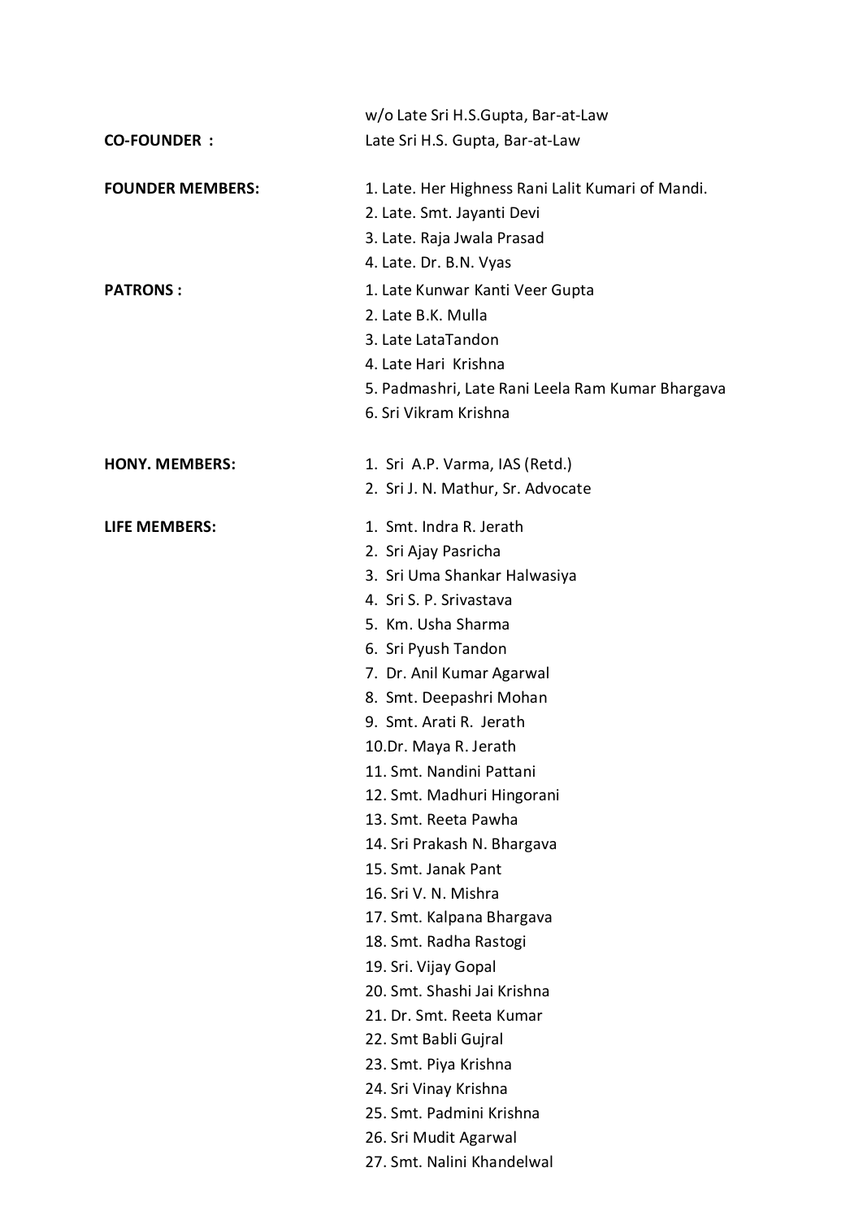w/o Late Sri H.S.Gupta, Bar-at-Law

**CO-FOUNDER :** Late Sri H.S. Gupta, Bar-at-Law

**FOUNDER MEMBERS:**

1. Late. Her Highness Rani Lalit Kumari of Mandi.
2. Late. Smt. Jayanti Devi
3. Late. Raja Jwala Prasad
4. Late. Dr. B.N. Vyas

**PATRONS :**

1. Late Kunwar Kanti Veer Gupta
2. Late B.K. Mulla
3. Late LataTandon
4. Late Hari Krishna
5. Padmashri, Late Rani Leela Ram Kumar Bhargava
6. Sri Vikram Krishna

**HONY. MEMBERS:**

1. Sri A.P. Varma, IAS (Retd.)
2. Sri J. N. Mathur, Sr. Advocate

**LIFE MEMBERS:**

1. Smt. Indra R. Jerath
2. Sri Ajay Pasricha
3. Sri Uma Shankar Halwasiya
4. Sri S. P. Srivastava
5. Km. Usha Sharma
6. Sri Pyush Tandon
7. Dr. Anil Kumar Agarwal
8. Smt. Deepashri Mohan
9. Smt. Arati R. Jerath
10. Dr. Maya R. Jerath
11. Smt. Nandini Pattani
12. Smt. Madhuri Hingorani
13. Smt. Reeta Pawha
14. Sri Prakash N. Bhargava
15. Smt. Janak Pant
16. Sri V. N. Mishra
17. Smt. Kalpana Bhargava
18. Smt. Radha Rastogi
19. Sri. Vijay Gopal
20. Smt. Shashi Jai Krishna
21. Dr. Smt. Reeta Kumar
22. Smt Babli Gujral
23. Smt. Piya Krishna
24. Sri Vinay Krishna
25. Smt. Padmini Krishna
26. Sri Mudit Agarwal
27. Smt. Nalini Khandelwal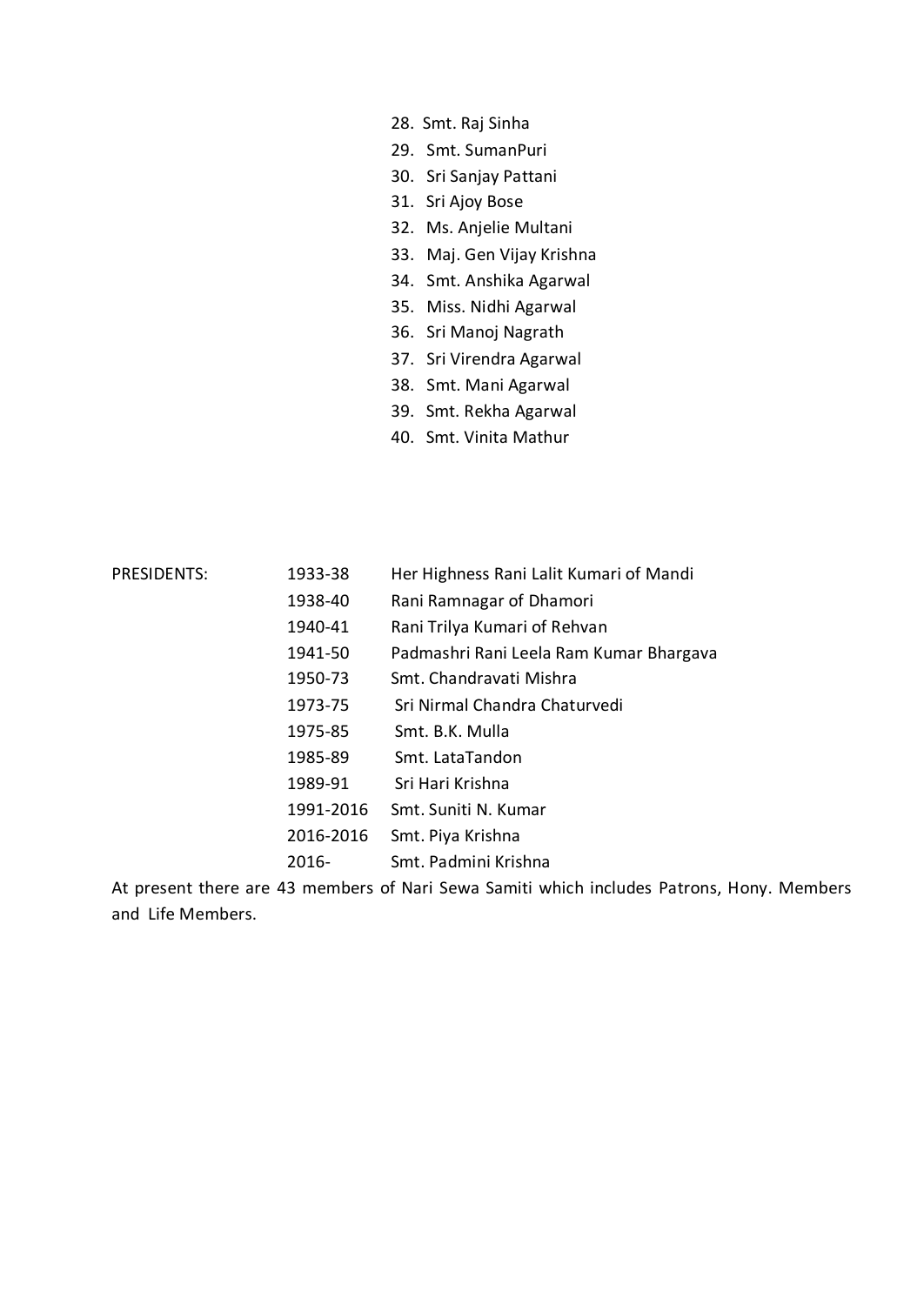28. Smt. Raj Sinha
29. Smt. SumanPuri
30. Sri Sanjay Pattani
31. Sri Ajoy Bose
32. Ms. Anjelie Multani
33. Maj. Gen Vijay Krishna
34. Smt. Anshika Agarwal
35. Miss. Nidhi Agarwal
36. Sri Manoj Nagrath
37. Sri Virendra Agarwal
38. Smt. Mani Agarwal
39. Smt. Rekha Agarwal
40. Smt. Vinita Mathur

| | | |
|---|---|---|
| PRESIDENTS: | 1933-38 | Her Highness Rani Lalit Kumari of Mandi |
| | 1938-40 | Rani Ramnagar of Dhamori |
| | 1940-41 | Rani Trilya Kumari of Rehvan |
| | 1941-50 | Padmashri Rani Leela Ram Kumar Bhargava |
| | 1950-73 | Smt. Chandravati Mishra |
| | 1973-75 | Sri Nirmal Chandra Chaturvedi |
| | 1975-85 | Smt. B.K. Mulla |
| | 1985-89 | Smt. LataTandon |
| | 1989-91 | Sri Hari Krishna |
| | 1991-2016 | Smt. Suniti N. Kumar |
| | 2016-2016 | Smt. Piya Krishna |
| | 2016- | Smt. Padmini Krishna |

At present there are 43 members of Nari Sewa Samiti which includes Patrons, Hony. Members and Life Members.